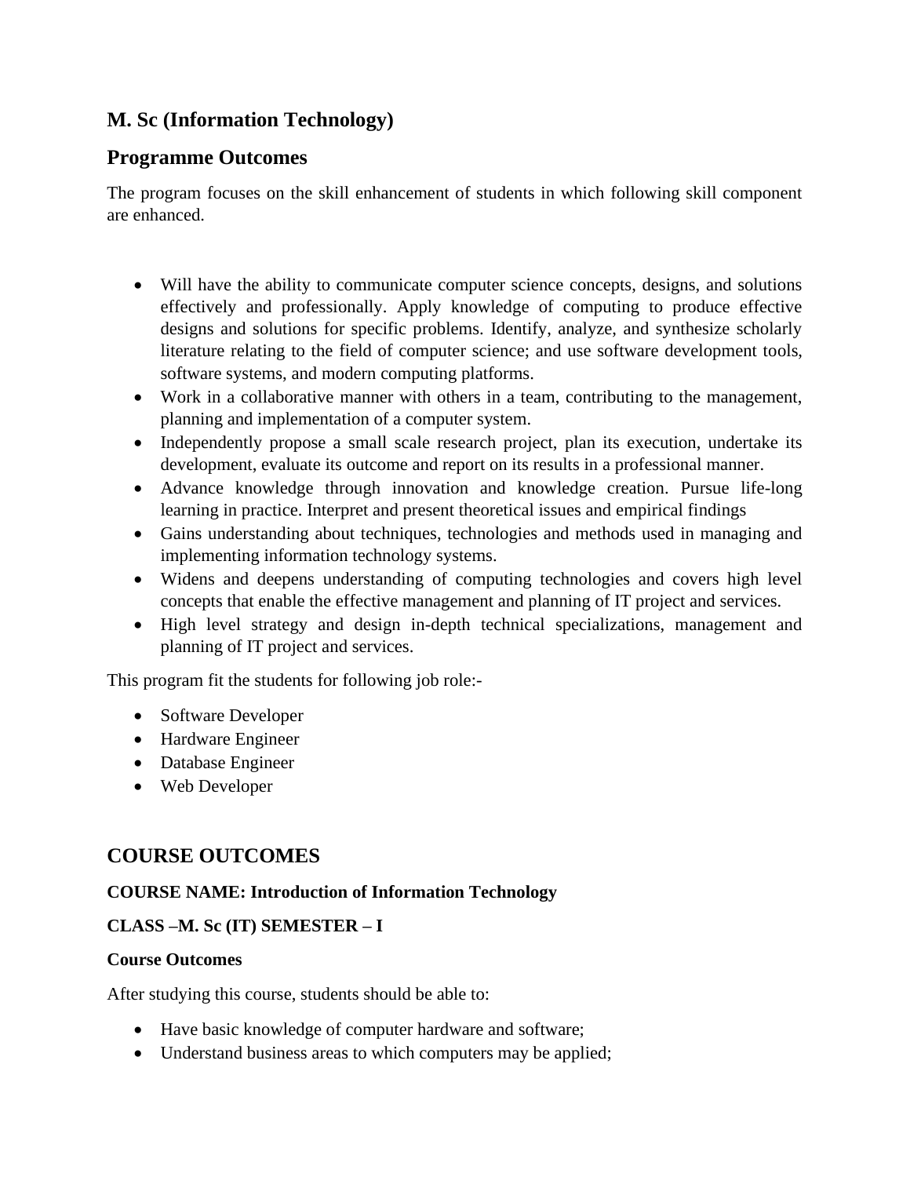## M. Sc (Information Technology)

## Programme Outcomes

The program focuses on the skill enhancement of students in which following skill component are enhanced.

- Will have the ability to communicate computer science concepts, designs, and solutions effectively and professionally. Apply knowledge of computing to produce effective designs and solutions for specific problems. Identify, analyze, and synthesize scholarly literature relating to the field of computer science; and use software development tools, software systems, and modern computing platforms.
- Work in a collaborative manner with others in a team, contributing to the management, planning and implementation of a computer system.
- Independently propose a small scale research project, plan its execution, undertake its development, evaluate its outcome and report on its results in a professional manner.
- Advance knowledge through innovation and knowledge creation. Pursue life-long learning in practice. Interpret and present theoretical issues and empirical findings
- Gains understanding about techniques, technologies and methods used in managing and implementing information technology systems.
- Widens and deepens understanding of computing technologies and covers high level concepts that enable the effective management and planning of IT project and services.
- High level strategy and design in-depth technical specializations, management and planning of IT project and services.

This program fit the students for following job role:-

- Software Developer
- Hardware Engineer
- Database Engineer
- Web Developer

## COURSE OUTCOMES

**COURSE NAME: Introduction of Information Technology**

**CLASS –M. Sc (IT) SEMESTER – I**

**Course Outcomes**

After studying this course, students should be able to:

- Have basic knowledge of computer hardware and software;
- Understand business areas to which computers may be applied;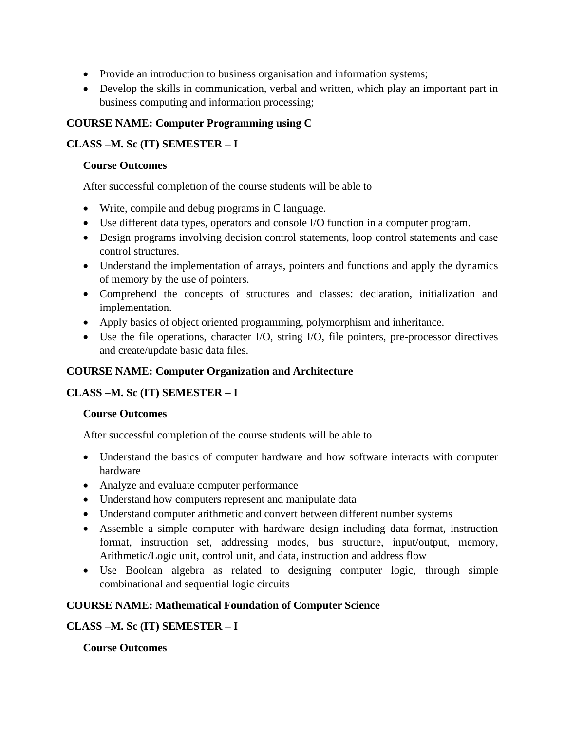- Provide an introduction to business organisation and information systems;
- Develop the skills in communication, verbal and written, which play an important part in business computing and information processing;

**COURSE NAME: Computer Programming using C**

**CLASS –M. Sc (IT) SEMESTER – I**

**Course Outcomes**

After successful completion of the course students will be able to

- Write, compile and debug programs in C language.
- Use different data types, operators and console I/O function in a computer program.
- Design programs involving decision control statements, loop control statements and case control structures.
- Understand the implementation of arrays, pointers and functions and apply the dynamics of memory by the use of pointers.
- Comprehend the concepts of structures and classes: declaration, initialization and implementation.
- Apply basics of object oriented programming, polymorphism and inheritance.
- Use the file operations, character I/O, string I/O, file pointers, pre-processor directives and create/update basic data files.

**COURSE NAME: Computer Organization and Architecture**

**CLASS –M. Sc (IT) SEMESTER – I**

**Course Outcomes**

After successful completion of the course students will be able to

- Understand the basics of computer hardware and how software interacts with computer hardware
- Analyze and evaluate computer performance
- Understand how computers represent and manipulate data
- Understand computer arithmetic and convert between different number systems
- Assemble a simple computer with hardware design including data format, instruction format, instruction set, addressing modes, bus structure, input/output, memory, Arithmetic/Logic unit, control unit, and data, instruction and address flow
- Use Boolean algebra as related to designing computer logic, through simple combinational and sequential logic circuits

**COURSE NAME: Mathematical Foundation of Computer Science**

**CLASS –M. Sc (IT) SEMESTER – I**

**Course Outcomes**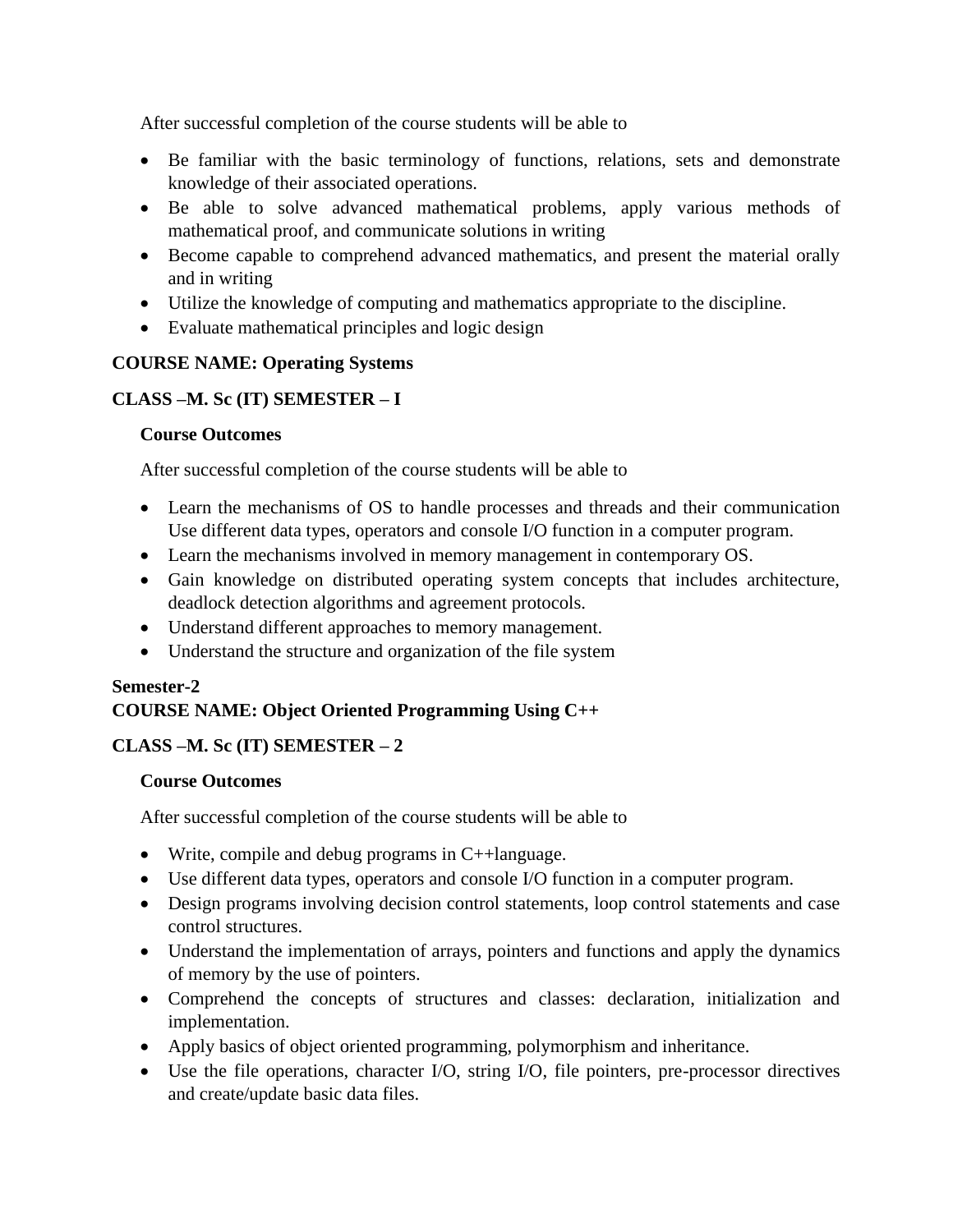After successful completion of the course students will be able to

- Be familiar with the basic terminology of functions, relations, sets and demonstrate knowledge of their associated operations.
- Be able to solve advanced mathematical problems, apply various methods of mathematical proof, and communicate solutions in writing
- Become capable to comprehend advanced mathematics, and present the material orally and in writing
- Utilize the knowledge of computing and mathematics appropriate to the discipline.
- Evaluate mathematical principles and logic design

**COURSE NAME: Operating Systems**

**CLASS –M. Sc (IT) SEMESTER – I**

**Course Outcomes**

After successful completion of the course students will be able to

- Learn the mechanisms of OS to handle processes and threads and their communication Use different data types, operators and console I/O function in a computer program.
- Learn the mechanisms involved in memory management in contemporary OS.
- Gain knowledge on distributed operating system concepts that includes architecture, deadlock detection algorithms and agreement protocols.
- Understand different approaches to memory management.
- Understand the structure and organization of the file system

**Semester-2**
**COURSE NAME: Object Oriented Programming Using C++**

**CLASS –M. Sc (IT) SEMESTER – 2**

**Course Outcomes**

After successful completion of the course students will be able to

- Write, compile and debug programs in C++language.
- Use different data types, operators and console I/O function in a computer program.
- Design programs involving decision control statements, loop control statements and case control structures.
- Understand the implementation of arrays, pointers and functions and apply the dynamics of memory by the use of pointers.
- Comprehend the concepts of structures and classes: declaration, initialization and implementation.
- Apply basics of object oriented programming, polymorphism and inheritance.
- Use the file operations, character I/O, string I/O, file pointers, pre-processor directives and create/update basic data files.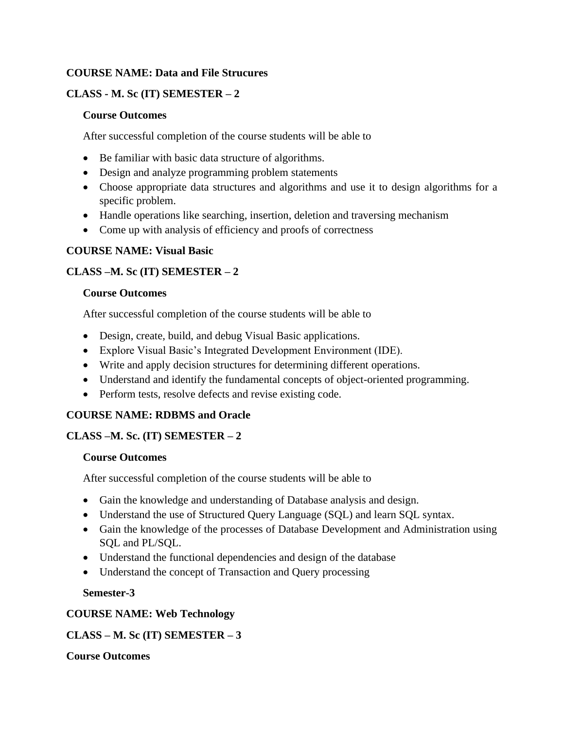**COURSE NAME: Data and File Strucures**

**CLASS - M. Sc (IT) SEMESTER – 2**

**Course Outcomes**

After successful completion of the course students will be able to

- Be familiar with basic data structure of algorithms.
- Design and analyze programming problem statements
- Choose appropriate data structures and algorithms and use it to design algorithms for a specific problem.
- Handle operations like searching, insertion, deletion and traversing mechanism
- Come up with analysis of efficiency and proofs of correctness

**COURSE NAME: Visual Basic**

**CLASS –M. Sc (IT) SEMESTER – 2**

**Course Outcomes**

After successful completion of the course students will be able to

- Design, create, build, and debug Visual Basic applications.
- Explore Visual Basic's Integrated Development Environment (IDE).
- Write and apply decision structures for determining different operations.
- Understand and identify the fundamental concepts of object-oriented programming.
- Perform tests, resolve defects and revise existing code.

**COURSE NAME: RDBMS and Oracle**

**CLASS –M. Sc. (IT) SEMESTER – 2**

**Course Outcomes**

After successful completion of the course students will be able to

- Gain the knowledge and understanding of Database analysis and design.
- Understand the use of Structured Query Language (SQL) and learn SQL syntax.
- Gain the knowledge of the processes of Database Development and Administration using SQL and PL/SQL.
- Understand the functional dependencies and design of the database
- Understand the concept of Transaction and Query processing

**Semester-3**

**COURSE NAME: Web Technology**

**CLASS – M. Sc (IT) SEMESTER – 3**

**Course Outcomes**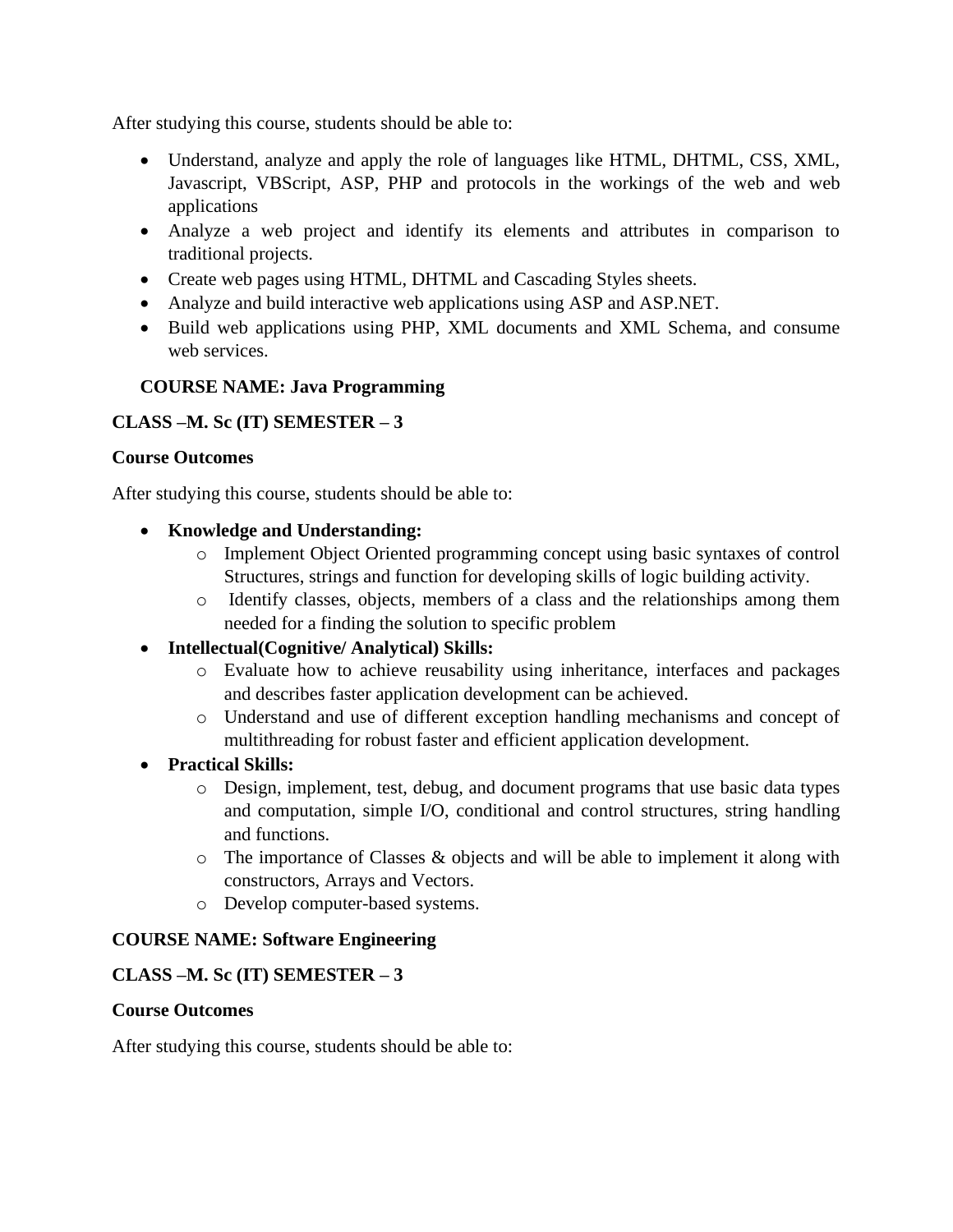After studying this course, students should be able to:

- Understand, analyze and apply the role of languages like HTML, DHTML, CSS, XML, Javascript, VBScript, ASP, PHP and protocols in the workings of the web and web applications
- Analyze a web project and identify its elements and attributes in comparison to traditional projects.
- Create web pages using HTML, DHTML and Cascading Styles sheets.
- Analyze and build interactive web applications using ASP and ASP.NET.
- Build web applications using PHP, XML documents and XML Schema, and consume web services.

**COURSE NAME: Java Programming**

**CLASS –M. Sc (IT) SEMESTER – 3**

**Course Outcomes**

After studying this course, students should be able to:

- **Knowledge and Understanding:**
    - Implement Object Oriented programming concept using basic syntaxes of control Structures, strings and function for developing skills of logic building activity.
    - Identify classes, objects, members of a class and the relationships among them needed for a finding the solution to specific problem
- **Intellectual(Cognitive/ Analytical) Skills:**
    - Evaluate how to achieve reusability using inheritance, interfaces and packages and describes faster application development can be achieved.
    - Understand and use of different exception handling mechanisms and concept of multithreading for robust faster and efficient application development.
- **Practical Skills:**
    - Design, implement, test, debug, and document programs that use basic data types and computation, simple I/O, conditional and control structures, string handling and functions.
    - The importance of Classes & objects and will be able to implement it along with constructors, Arrays and Vectors.
    - Develop computer-based systems.

**COURSE NAME: Software Engineering**

**CLASS –M. Sc (IT) SEMESTER – 3**

**Course Outcomes**

After studying this course, students should be able to: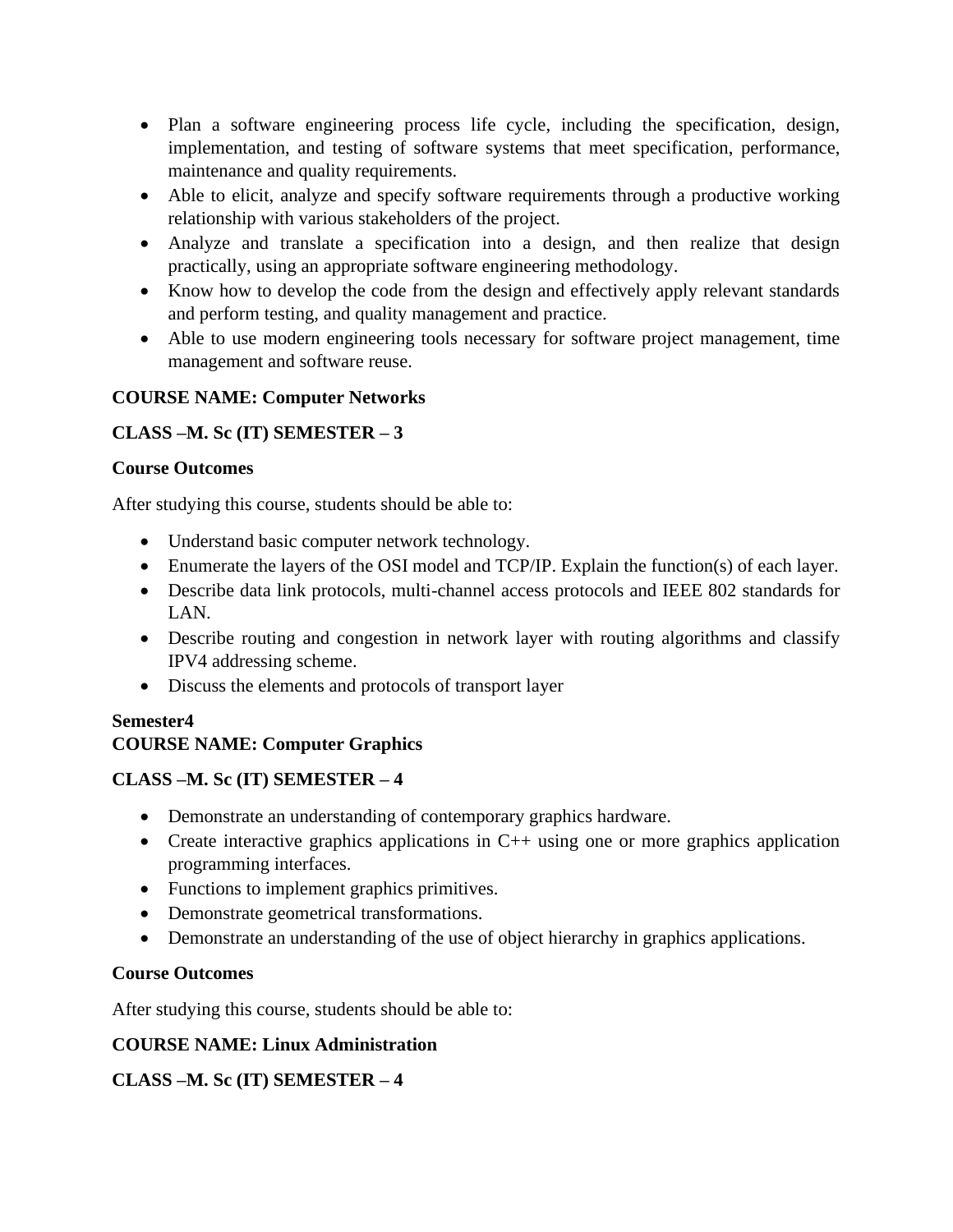- Plan a software engineering process life cycle, including the specification, design, implementation, and testing of software systems that meet specification, performance, maintenance and quality requirements.
- Able to elicit, analyze and specify software requirements through a productive working relationship with various stakeholders of the project.
- Analyze and translate a specification into a design, and then realize that design practically, using an appropriate software engineering methodology.
- Know how to develop the code from the design and effectively apply relevant standards and perform testing, and quality management and practice.
- Able to use modern engineering tools necessary for software project management, time management and software reuse.

**COURSE NAME: Computer Networks**

**CLASS –M. Sc (IT) SEMESTER – 3**

**Course Outcomes**

After studying this course, students should be able to:

- Understand basic computer network technology.
- Enumerate the layers of the OSI model and TCP/IP. Explain the function(s) of each layer.
- Describe data link protocols, multi-channel access protocols and IEEE 802 standards for LAN.
- Describe routing and congestion in network layer with routing algorithms and classify IPV4 addressing scheme.
- Discuss the elements and protocols of transport layer

**Semester4**

**COURSE NAME: Computer Graphics**

**CLASS –M. Sc (IT) SEMESTER – 4**

- Demonstrate an understanding of contemporary graphics hardware.
- Create interactive graphics applications in C++ using one or more graphics application programming interfaces.
- Functions to implement graphics primitives.
- Demonstrate geometrical transformations.
- Demonstrate an understanding of the use of object hierarchy in graphics applications.

**Course Outcomes**

After studying this course, students should be able to:

**COURSE NAME: Linux Administration**

**CLASS –M. Sc (IT) SEMESTER – 4**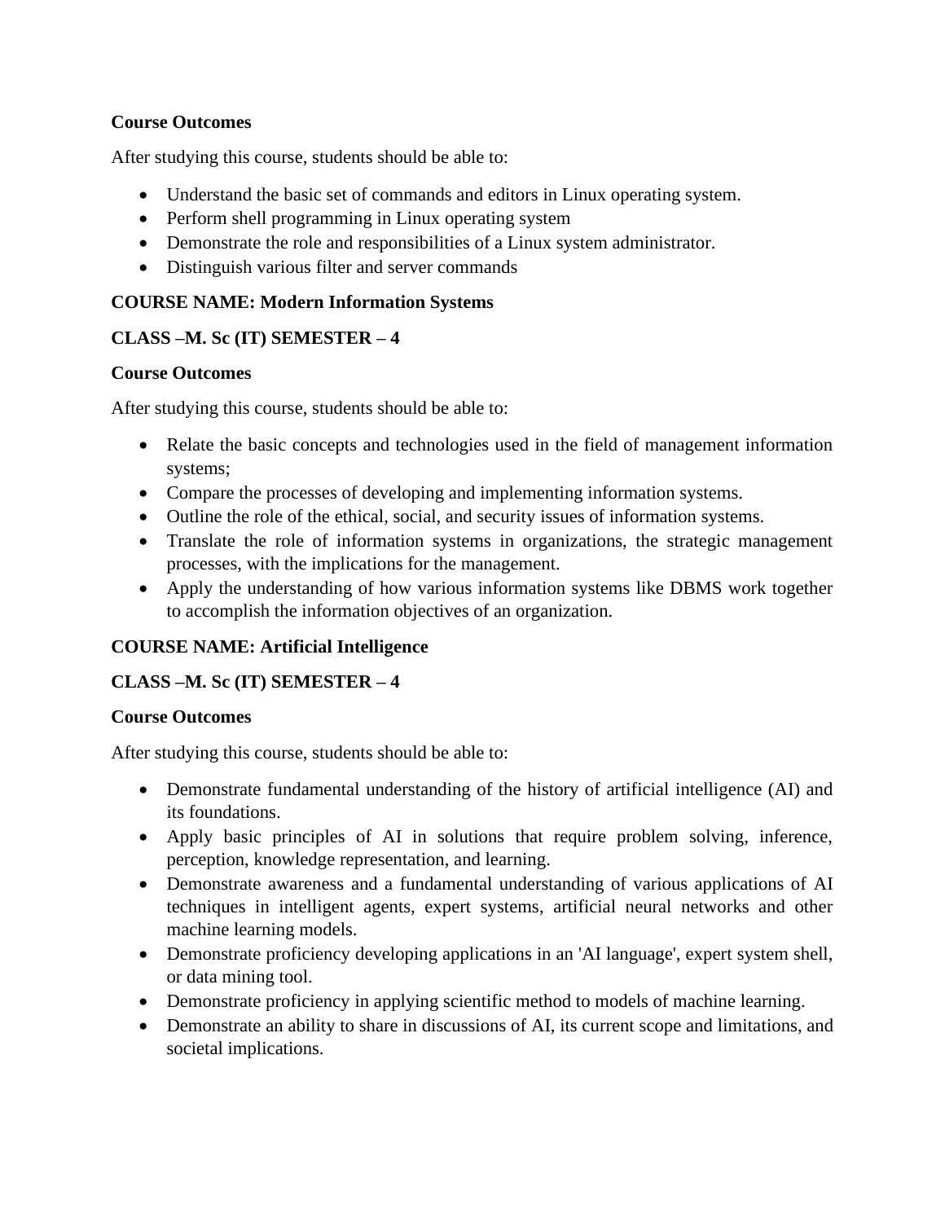**Course Outcomes**

After studying this course, students should be able to:

- Understand the basic set of commands and editors in Linux operating system.
- Perform shell programming in Linux operating system
- Demonstrate the role and responsibilities of a Linux system administrator.
- Distinguish various filter and server commands

**COURSE NAME: Modern Information Systems**

**CLASS –M. Sc (IT) SEMESTER – 4**

**Course Outcomes**

After studying this course, students should be able to:

- Relate the basic concepts and technologies used in the field of management information systems;
- Compare the processes of developing and implementing information systems.
- Outline the role of the ethical, social, and security issues of information systems.
- Translate the role of information systems in organizations, the strategic management processes, with the implications for the management.
- Apply the understanding of how various information systems like DBMS work together to accomplish the information objectives of an organization.

**COURSE NAME: Artificial Intelligence**

**CLASS –M. Sc (IT) SEMESTER – 4**

**Course Outcomes**

After studying this course, students should be able to:

- Demonstrate fundamental understanding of the history of artificial intelligence (AI) and its foundations.
- Apply basic principles of AI in solutions that require problem solving, inference, perception, knowledge representation, and learning.
- Demonstrate awareness and a fundamental understanding of various applications of AI techniques in intelligent agents, expert systems, artificial neural networks and other machine learning models.
- Demonstrate proficiency developing applications in an 'AI language', expert system shell, or data mining tool.
- Demonstrate proficiency in applying scientific method to models of machine learning.
- Demonstrate an ability to share in discussions of AI, its current scope and limitations, and societal implications.